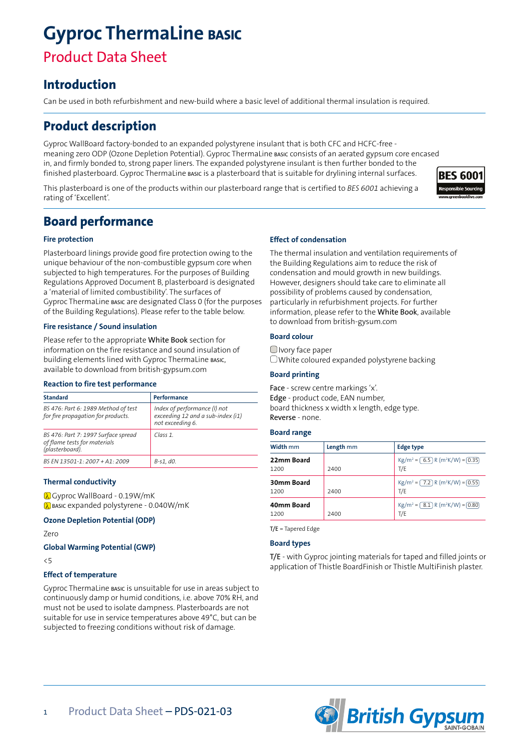# Gyproc ThermaLine BASIC

## Product Data Sheet

## Introduction

Can be used in both refurbishment and new-build where a basic level of additional thermal insulation is required.

## Product description

Gyproc WallBoard factory-bonded to an expanded polystyrene insulant that is both CFC and HCFC-free - meaning zero ODP (Ozone Depletion Potential). Gyproc ThermaLine BASIC consists of an aerated gypsum core encased in, and firmly bonded to, strong paper liners. The expanded polystyrene insulant is then further bonded to the finished plasterboard. Gyproc ThermaLine BASIC is a plasterboard that is suitable for drylining internal surfaces.

This plasterboard is one of the products within our plasterboard range that is certified to *BES 6001* achieving a rating of 'Excellent'.

BES 6001 Responsible Sourcing www.greenbooklive.com

## Board performance

### Fire protection

Plasterboard linings provide good fire protection owing to the unique behaviour of the non-combustible gypsum core when subjected to high temperatures. For the purposes of Building Regulations Approved Document B, plasterboard is designated a 'material of limited combustibility'. The surfaces of Gyproc ThermaLine BASIC are designated Class 0 (for the purposes of the Building Regulations). Please refer to the table below.

### Fire resistance / Sound insulation

Please refer to the appropriate **White Book** section for information on the fire resistance and sound insulation of building elements lined with Gyproc ThermaLine BASIC, available to download from british-gypsum.com

### Reaction to fire test performance

| Standard | Performance |
|---|---|
| *BS 476: Part 6: 1989 Method of test for fire propagation for products.* | *Index of performance (I) not exceeding 12 and a sub-index (i1) not exceeding 6.* |
| *BS 476: Part 7: 1997 Surface spread of flame tests for materials (plasterboard).* | *Class 1.* |
| *BS EN 13501-1: 2007 + A1: 2009* | *B-s1, d0.* |

### Thermal conductivity

λ Gyproc WallBoard - 0.19W/mK
λ BASIC expanded polystyrene - 0.040W/mK

### Ozone Depletion Potential (ODP)

Zero

### Global Warming Potential (GWP)

<5

### Effect of temperature

Gyproc ThermaLine BASIC is unsuitable for use in areas subject to continuously damp or humid conditions, i.e. above 70% RH, and must not be used to isolate dampness. Plasterboards are not suitable for use in service temperatures above 49°C, but can be subjected to freezing conditions without risk of damage.

### Effect of condensation

The thermal insulation and ventilation requirements of the Building Regulations aim to reduce the risk of condensation and mould growth in new buildings. However, designers should take care to eliminate all possibility of problems caused by condensation, particularly in refurbishment projects. For further information, please refer to the **White Book**, available to download from british-gysum.com

### Board colour

- Ivory face paper
- White coloured expanded polystyrene backing

### Board printing

**Face** - screw centre markings 'x'.
**Edge** - product code, EAN number, board thickness x width x length, edge type.
**Reverse** - none.

### Board range

| Width mm | Length mm | Edge type |
|---|---|---|
| **22mm Board** 1200 | 2400 | Kg/m² = 6.5 R (m²K/W) = 0.35 T/E |
| **30mm Board** 1200 | 2400 | Kg/m² = 7.2 R (m²K/W) = 0.55 T/E |
| **40mm Board** 1200 | 2400 | Kg/m² = 8.1 R (m²K/W) = 0.80 T/E |

T/E = Tapered Edge

### Board types

T/E - with Gyproc jointing materials for taped and filled joints or application of Thistle BoardFinish or Thistle MultiFinish plaster.

Product Data Sheet – PDS-021-03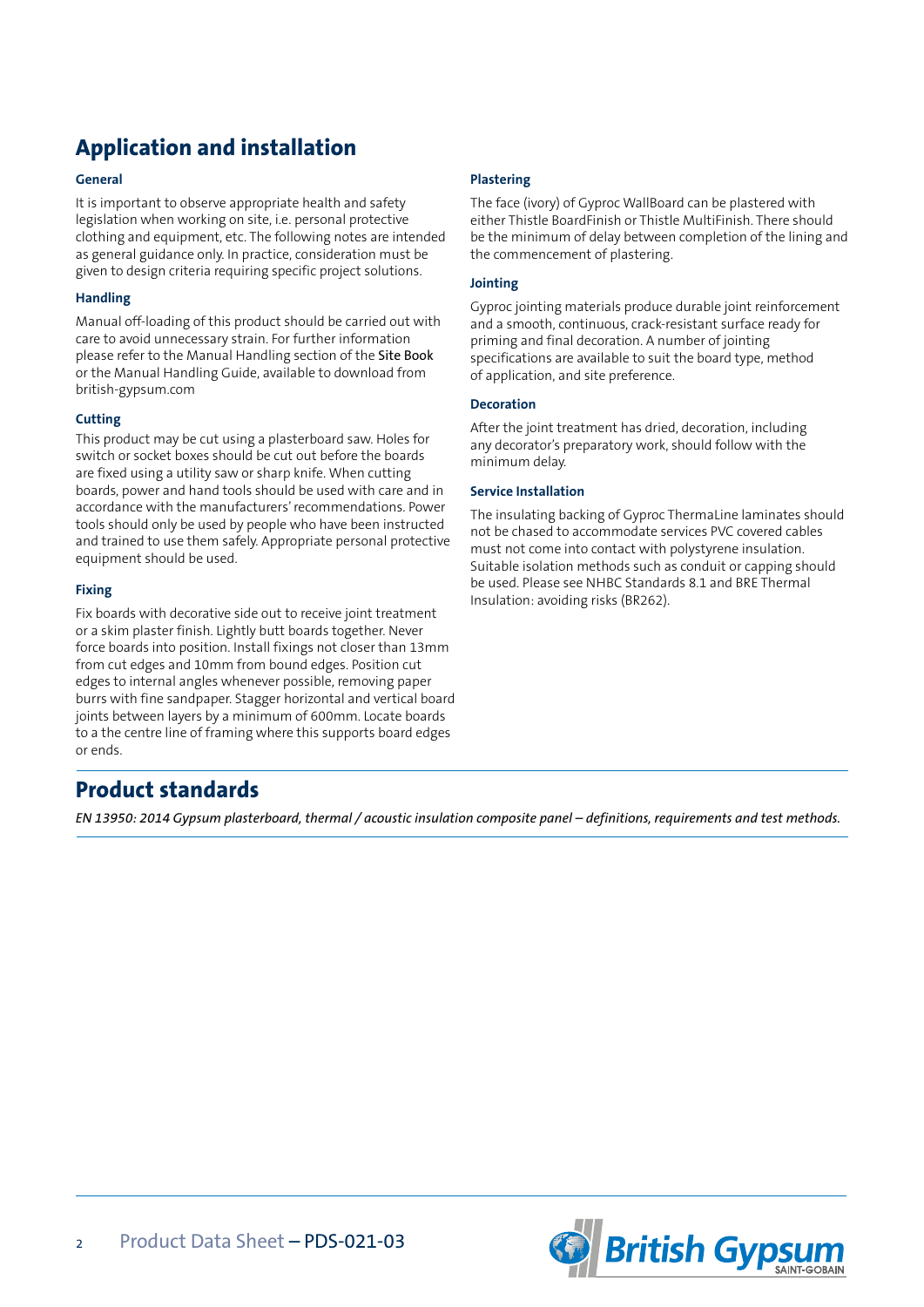## Application and installation

### General

It is important to observe appropriate health and safety legislation when working on site, i.e. personal protective clothing and equipment, etc. The following notes are intended as general guidance only. In practice, consideration must be given to design criteria requiring specific project solutions.

### Handling

Manual off-loading of this product should be carried out with care to avoid unnecessary strain. For further information please refer to the Manual Handling section of the Site Book or the Manual Handling Guide, available to download from british-gypsum.com

### Cutting

This product may be cut using a plasterboard saw. Holes for switch or socket boxes should be cut out before the boards are fixed using a utility saw or sharp knife. When cutting boards, power and hand tools should be used with care and in accordance with the manufacturers' recommendations. Power tools should only be used by people who have been instructed and trained to use them safely. Appropriate personal protective equipment should be used.

### Fixing

Fix boards with decorative side out to receive joint treatment or a skim plaster finish. Lightly butt boards together. Never force boards into position. Install fixings not closer than 13mm from cut edges and 10mm from bound edges. Position cut edges to internal angles whenever possible, removing paper burrs with fine sandpaper. Stagger horizontal and vertical board joints between layers by a minimum of 600mm. Locate boards to a the centre line of framing where this supports board edges or ends.

### Plastering

The face (ivory) of Gyproc WallBoard can be plastered with either Thistle BoardFinish or Thistle MultiFinish. There should be the minimum of delay between completion of the lining and the commencement of plastering.

### Jointing

Gyproc jointing materials produce durable joint reinforcement and a smooth, continuous, crack-resistant surface ready for priming and final decoration. A number of jointing specifications are available to suit the board type, method of application, and site preference.

### Decoration

After the joint treatment has dried, decoration, including any decorator's preparatory work, should follow with the minimum delay.

### Service Installation

The insulating backing of Gyproc ThermaLine laminates should not be chased to accommodate services PVC covered cables must not come into contact with polystyrene insulation. Suitable isolation methods such as conduit or capping should be used. Please see NHBC Standards 8.1 and BRE Thermal Insulation: avoiding risks (BR262).

## Product standards

*EN 13950: 2014 Gypsum plasterboard, thermal / acoustic insulation composite panel – definitions, requirements and test methods.*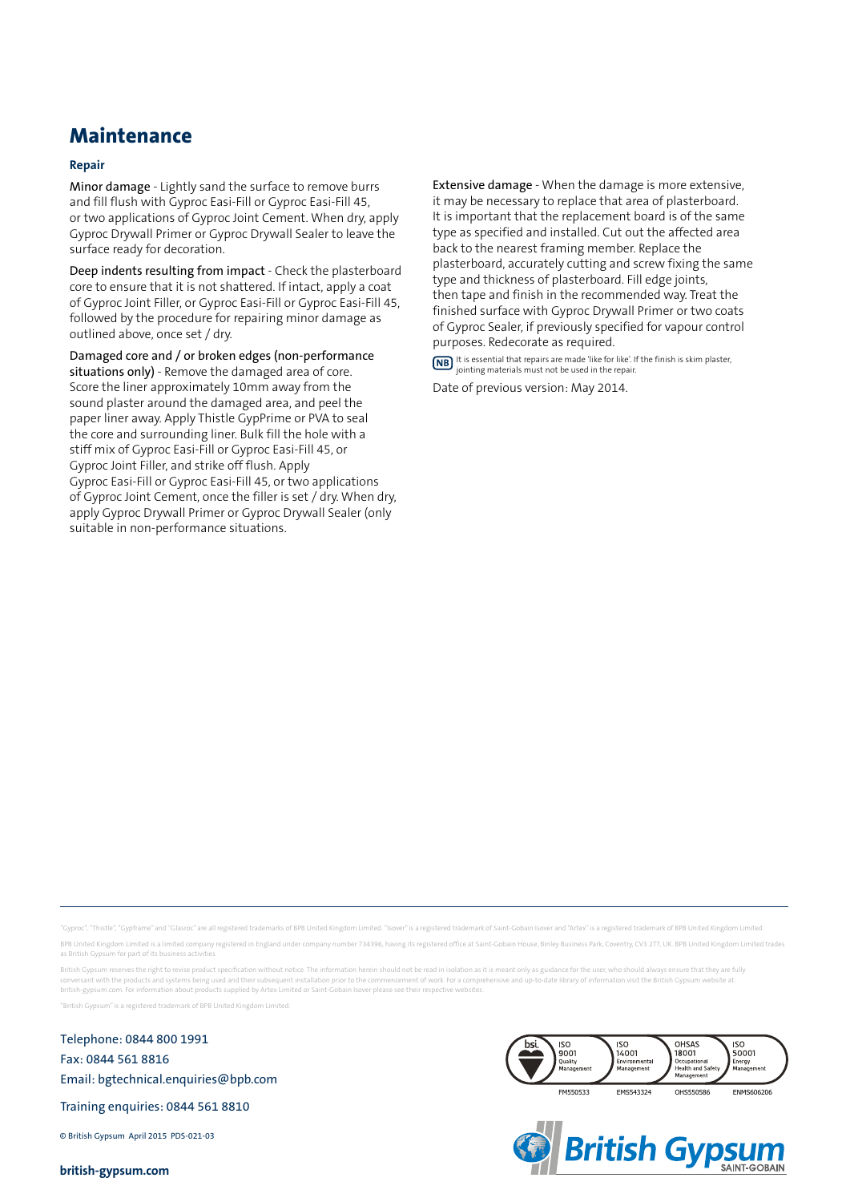## Maintenance

### Repair

Minor damage - Lightly sand the surface to remove burrs and fill flush with Gyproc Easi-Fill or Gyproc Easi-Fill 45, or two applications of Gyproc Joint Cement. When dry, apply Gyproc Drywall Primer or Gyproc Drywall Sealer to leave the surface ready for decoration.

Deep indents resulting from impact - Check the plasterboard core to ensure that it is not shattered. If intact, apply a coat of Gyproc Joint Filler, or Gyproc Easi-Fill or Gyproc Easi-Fill 45, followed by the procedure for repairing minor damage as outlined above, once set / dry.

Damaged core and / or broken edges (non-performance situations only) - Remove the damaged area of core. Score the liner approximately 10mm away from the sound plaster around the damaged area, and peel the paper liner away. Apply Thistle GypPrime or PVA to seal the core and surrounding liner. Bulk fill the hole with a stiff mix of Gyproc Easi-Fill or Gyproc Easi-Fill 45, or Gyproc Joint Filler, and strike off flush. Apply Gyproc Easi-Fill or Gyproc Easi-Fill 45, or two applications of Gyproc Joint Cement, once the filler is set / dry. When dry, apply Gyproc Drywall Primer or Gyproc Drywall Sealer (only suitable in non-performance situations.

Extensive damage - When the damage is more extensive, it may be necessary to replace that area of plasterboard. It is important that the replacement board is of the same type as specified and installed. Cut out the affected area back to the nearest framing member. Replace the plasterboard, accurately cutting and screw fixing the same type and thickness of plasterboard. Fill edge joints, then tape and finish in the recommended way. Treat the finished surface with Gyproc Drywall Primer or two coats of Gyproc Sealer, if previously specified for vapour control purposes. Redecorate as required.

**NB** It is essential that repairs are made 'like for like'. If the finish is skim plaster, jointing materials must not be used in the repair.

Date of previous version: May 2014.

---

"Gyproc", "Thistle", "Gypframe" and "Glasroc" are all registered trademarks of BPB United Kingdom Limited. "Isover" is a registered trademark of Saint-Gobain Isover and "Artex" is a registered trademark of BPB United Kingdom Limited.

BPB United Kingdom Limited is a limited company registered in England under company number 734396, having its registered office at Saint-Gobain House, Binley Business Park, Coventry, CV3 2TT, UK. BPB United Kingdom Limited trades as British Gypsum for part of its business activities.

British Gypsum reserves the right to revise product specification without notice. The information herein should not be read in isolation as it is meant only as guidance for the user, who should always ensure that they are fully conversant with the products and systems being used and their subsequent installation prior to the commencement of work. For a comprehensive and up-to-date library of information visit the British Gypsum website at: british-gypsum.com. For information about products supplied by Artex Limited or Saint-Gobain Isover please see their respective websites.

"British Gypsum" is a registered trademark of BPB United Kingdom Limited

Telephone: 0844 800 1991
Fax: 0844 561 8816
Email: bgtechnical.enquiries@bpb.com

Training enquiries: 0844 561 8810

© British Gypsum April 2015 PDS-021-03

bsi. ISO 9001 Quality Management FM550533 | ISO 14001 Environmental Management EMS543324 | OHSAS 18001 Occupational Health and Safety Management OHS550586 | ISO 50001 Energy Management ENMS606206

British Gypsum SAINT-GOBAIN

british-gypsum.com